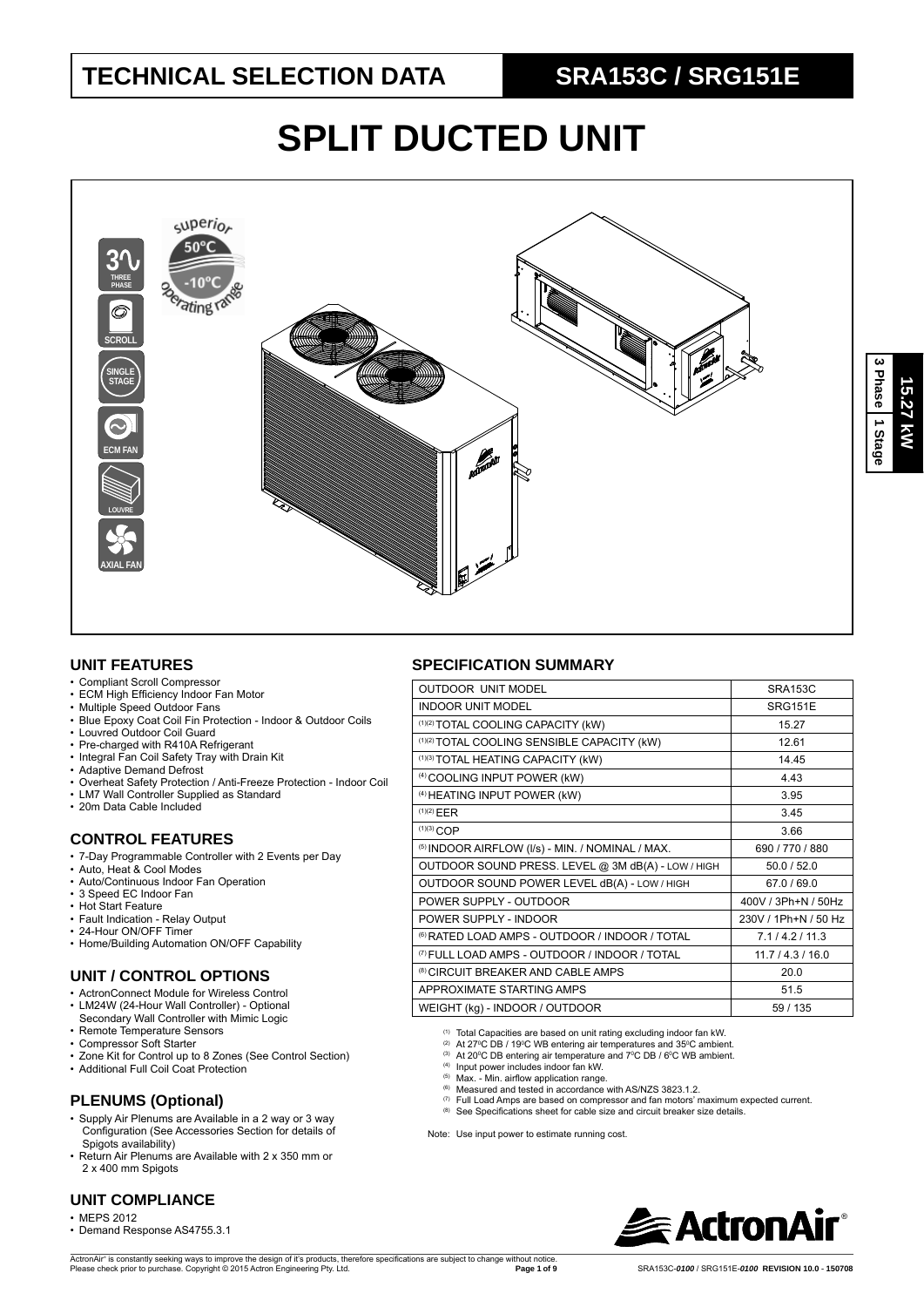# TECHNICAL SELECTION DATA

## SRA153C / SRG151E

# SPLIT DUCTED UNIT

THREE PHASE | SCROLL | SINGLE STAGE | ECM FAN | LOUVRE | AXIAL FAN

superior 50°C -10°C operating range

15.27 kW | 3 Phase | 1 Stage

## UNIT FEATURES

- Compliant Scroll Compressor
- ECM High Efficiency Indoor Fan Motor
- Multiple Speed Outdoor Fans
- Blue Epoxy Coat Coil Fin Protection - Indoor & Outdoor Coils
- Louvred Outdoor Coil Guard
- Pre-charged with R410A Refrigerant
- Integral Fan Coil Safety Tray with Drain Kit
- Adaptive Demand Defrost
- Overheat Safety Protection / Anti-Freeze Protection - Indoor Coil
- LM7 Wall Controller Supplied as Standard
- 20m Data Cable Included

## CONTROL FEATURES

- 7-Day Programmable Controller with 2 Events per Day
- Auto, Heat & Cool Modes
- Auto/Continuous Indoor Fan Operation
- 3 Speed EC Indoor Fan
- Hot Start Feature
- Fault Indication - Relay Output
- 24-Hour ON/OFF Timer
- Home/Building Automation ON/OFF Capability

## UNIT / CONTROL OPTIONS

- ActronConnect Module for Wireless Control
- LM24W (24-Hour Wall Controller) - Optional Secondary Wall Controller with Mimic Logic
- Remote Temperature Sensors
- Compressor Soft Starter
- Zone Kit for Control up to 8 Zones (See Control Section)
- Additional Full Coil Coat Protection

## PLENUMS (Optional)

- Supply Air Plenums are Available in a 2 way or 3 way Configuration (See Accessories Section for details of Spigots availability)
- Return Air Plenums are Available with 2 x 350 mm or 2 x 400 mm Spigots

## UNIT COMPLIANCE

- MEPS 2012
- Demand Response AS4755.3.1

## SPECIFICATION SUMMARY

| OUTDOOR UNIT MODEL | SRA153C |
|---|---|
| INDOOR UNIT MODEL | SRG151E |
| (1)(2) TOTAL COOLING CAPACITY (kW) | 15.27 |
| (1)(2) TOTAL COOLING SENSIBLE CAPACITY (kW) | 12.61 |
| (1)(3) TOTAL HEATING CAPACITY (kW) | 14.45 |
| (4) COOLING INPUT POWER (kW) | 4.43 |
| (4) HEATING INPUT POWER (kW) | 3.95 |
| (1)(2) EER | 3.45 |
| (1)(3) COP | 3.66 |
| (5) INDOOR AIRFLOW (l/s) - MIN. / NOMINAL / MAX. | 690 / 770 / 880 |
| OUTDOOR SOUND PRESS. LEVEL @ 3M dB(A) - LOW / HIGH | 50.0 / 52.0 |
| OUTDOOR SOUND POWER LEVEL dB(A) - LOW / HIGH | 67.0 / 69.0 |
| POWER SUPPLY - OUTDOOR | 400V / 3Ph+N / 50Hz |
| POWER SUPPLY - INDOOR | 230V / 1Ph+N / 50 Hz |
| (6) RATED LOAD AMPS - OUTDOOR / INDOOR / TOTAL | 7.1 / 4.2 / 11.3 |
| (7) FULL LOAD AMPS - OUTDOOR / INDOOR / TOTAL | 11.7 / 4.3 / 16.0 |
| (8) CIRCUIT BREAKER AND CABLE AMPS | 20.0 |
| APPROXIMATE STARTING AMPS | 51.5 |
| WEIGHT (kg) - INDOOR / OUTDOOR | 59 / 135 |

(1) Total Capacities are based on unit rating excluding indoor fan kW.
(2) At 27°C DB / 19°C WB entering air temperatures and 35°C ambient.
(3) At 20°C DB entering air temperature and 7°C DB / 6°C WB ambient.
(4) Input power includes indoor fan kW.
(5) Max. - Min. airflow application range.
(6) Measured and tested in accordance with AS/NZS 3823.1.2.
(7) Full Load Amps are based on compressor and fan motors' maximum expected current.
(8) See Specifications sheet for cable size and circuit breaker size details.

Note: Use input power to estimate running cost.

ActronAir® is constantly seeking ways to improve the design of it's products, therefore specifications are subject to change without notice. Please check prior to purchase. Copyright © 2015 Actron Engineering Pty. Ltd.

SRA153C-0100 / SRG151E-0100 REVISION 10.0 - 150708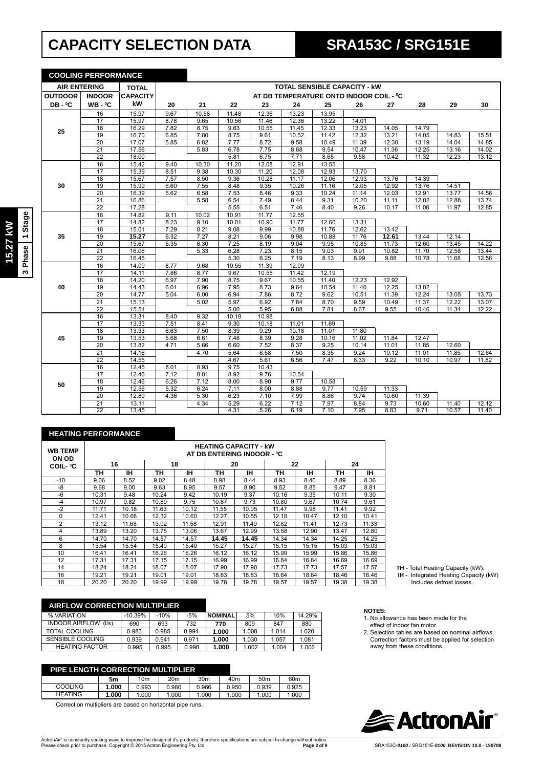# CAPACITY SELECTION DATA

# SRA153C / SRG151E

15.27 kW | 3 Phase | 1 Stage

## COOLING PERFORMANCE

| AIR ENTERING | | TOTAL | TOTAL SENSIBLE CAPACITY - kW | | | | | | | | | | |
|---|---|---|---|---|---|---|---|---|---|---|---|---|---|
| OUTDOOR | INDOOR | CAPACITY | AT DB TEMPERATURE ONTO INDOOR COIL - ⁰C | | | | | | | | | | |
| DB - ⁰C | WB - ⁰C | kW | 20 | 21 | 22 | 23 | 24 | 25 | 26 | 27 | 28 | 29 | 30 |
| 25 | 16 | 15.97 | 9.67 | 10.58 | 11.48 | 12.36 | 13.23 | 13.95 | | | | | |
| | 17 | 15.97 | 8.78 | 9.65 | 10.56 | 11.46 | 12.36 | 13.22 | 14.01 | | | | |
| | 18 | 16.29 | 7.82 | 8.75 | 9.63 | 10.55 | 11.45 | 12.33 | 13.23 | 14.05 | 14.79 | | |
| | 19 | 16.70 | 6.85 | 7.80 | 8.75 | 9.61 | 10.52 | 11.42 | 12.32 | 13.21 | 14.05 | 14.83 | 15.51 |
| | 20 | 17.07 | 5.85 | 6.82 | 7.77 | 8.72 | 9.58 | 10.49 | 11.39 | 12.30 | 13.19 | 14.04 | 14.85 |
| | 21 | 17.56 | | 5.83 | 6.78 | 7.75 | 8.68 | 9.54 | 10.47 | 11.36 | 12.25 | 13.16 | 14.02 |
| | 22 | 18.00 | | | 5.81 | 6.75 | 7.71 | 8.65 | 9.58 | 10.42 | 11.32 | 12.23 | 13.12 |
| 30 | 16 | 15.42 | 9.40 | 10.30 | 11.20 | 12.08 | 12.91 | 13.55 | | | | | |
| | 17 | 15.39 | 8.51 | 9.38 | 10.30 | 11.20 | 12.08 | 12.93 | 13.70 | | | | |
| | 18 | 15.67 | 7.57 | 8.50 | 9.36 | 10.28 | 11.17 | 12.06 | 12.93 | 13.76 | 14.39 | | |
| | 19 | 15.99 | 6.60 | 7.55 | 8.48 | 9.35 | 10.26 | 11.16 | 12.05 | 12.92 | 13.76 | 14.51 | |
| | 20 | 16.39 | 5.62 | 6.58 | 7.53 | 8.46 | 9.33 | 10.24 | 11.14 | 12.03 | 12.91 | 13.77 | 14.56 |
| | 21 | 16.86 | | 5.58 | 6.54 | 7.49 | 8.44 | 9.31 | 10.20 | 11.11 | 12.02 | 12.88 | 13.74 |
| | 22 | 17.28 | | | 5.55 | 6.51 | 7.46 | 8.40 | 9.26 | 10.17 | 11.08 | 11.97 | 12.85 |
| 35 | 16 | 14.82 | 9.11 | 10.02 | 10.91 | 11.77 | 12.55 | | | | | | |
| | 17 | 14.82 | 8.23 | 9.10 | 10.01 | 10.90 | 11.77 | 12.60 | 13.31 | | | | |
| | 18 | 15.01 | 7.29 | 8.21 | 9.08 | 9.99 | 10.88 | 11.76 | 12.62 | 13.42 | | | |
| | 19 | **15.27** | 6.32 | 7.27 | 8.21 | 9.06 | 9.98 | 10.88 | 11.76 | **12.61** | 13.44 | 12.14 | |
| | 20 | 15.67 | 5.35 | 6.30 | 7.25 | 8.19 | 9.04 | 9.95 | 10.85 | 11.73 | 12.60 | 13.45 | 14.22 |
| | 21 | 16.06 | | 5.33 | 6.28 | 7.23 | 8.15 | 9.03 | 9.91 | 10.82 | 11.70 | 12.58 | 13.44 |
| | 22 | 16.45 | | | 5.30 | 6.25 | 7.19 | 8.13 | 8.99 | 9.88 | 10.78 | 11.68 | 12.56 |
| 40 | 16 | 14.09 | 8.77 | 9.68 | 10.55 | 11.39 | 12.09 | | | | | | |
| | 17 | 14.11 | 7.86 | 8.77 | 9.67 | 10.55 | 11.42 | 12.19 | | | | | |
| | 18 | 14.20 | 6.97 | 7.90 | 8.75 | 9.67 | 10.55 | 11.40 | 12.23 | 12.92 | | | |
| | 19 | 14.43 | 6.01 | 6.96 | 7.95 | 8.73 | 9.64 | 10.54 | 11.40 | 12.25 | 13.02 | | |
| | 20 | 14.77 | 5.04 | 6.00 | 6.94 | 7.86 | 8.72 | 9.62 | 10.51 | 11.39 | 12.24 | 13.05 | 13.73 |
| | 21 | 15.13 | | 5.02 | 5.97 | 6.92 | 7.84 | 8.70 | 9.59 | 10.49 | 11.37 | 12.22 | 13.07 |
| | 22 | 15.51 | | | 5.00 | 5.95 | 6.88 | 7.81 | 8.67 | 9.55 | 10.46 | 11.34 | 12.22 |
| 45 | 16 | 13.31 | 8.40 | 9.32 | 10.18 | 10.98 | | | | | | | |
| | 17 | 13.33 | 7.51 | 8.41 | 9.30 | 10.18 | 11.01 | 11.69 | | | | | |
| | 18 | 13.33 | 6.63 | 7.50 | 8.39 | 9.29 | 10.18 | 11.01 | 11.80 | | | | |
| | 19 | 13.53 | 5.68 | 6.61 | 7.48 | 8.39 | 9.28 | 10.16 | 11.02 | 11.84 | 12.47 | | |
| | 20 | 13.82 | 4.71 | 5.66 | 6.60 | 7.52 | 8.37 | 9.25 | 10.14 | 11.01 | 11.85 | 12.60 | |
| | 21 | 14.16 | | 4.70 | 5.64 | 6.58 | 7.50 | 8.35 | 9.24 | 10.12 | 11.01 | 11.85 | 12.64 |
| | 22 | 14.55 | | | 4.67 | 5.61 | 6.56 | 7.47 | 8.33 | 9.22 | 10.10 | 10.97 | 11.82 |
| 50 | 16 | 12.45 | 8.01 | 8.93 | 9.75 | 10.43 | | | | | | | |
| | 17 | 12.46 | 7.12 | 8.01 | 8.92 | 9.76 | 10.54 | | | | | | |
| | 18 | 12.46 | 6.26 | 7.12 | 8.00 | 8.90 | 9.77 | 10.58 | | | | | |
| | 19 | 12.56 | 5.32 | 6.24 | 7.11 | 8.00 | 8.88 | 9.77 | 10.59 | 11.33 | | | |
| | 20 | 12.80 | 4.36 | 5.30 | 6.23 | 7.10 | 7.99 | 8.86 | 9.74 | 10.60 | 11.39 | | |
| | 21 | 13.11 | | 4.34 | 5.29 | 6.22 | 7.12 | 7.97 | 8.84 | 9.73 | 10.60 | 11.40 | 12.12 |
| | 22 | 13.45 | | | 4.31 | 5.26 | 6.19 | 7.10 | 7.95 | 8.83 | 9.71 | 10.57 | 11.40 |

## HEATING PERFORMANCE

| WB TEMP ON OD COIL- ⁰C | HEATING CAPACITY - kW AT DB ENTERING INDOOR - ⁰C | | | | | | | | | |
|---|---|---|---|---|---|---|---|---|---|---|
| | 16 | | 18 | | 20 | | 22 | | 24 | |
| | TH | IH | TH | IH | TH | IH | TH | IH | TH | IH |
| -10 | 9.06 | 8.52 | 9.02 | 8.48 | 8.98 | 8.44 | 8.93 | 8.40 | 8.89 | 8.36 |
| -8 | 9.68 | 9.00 | 9.63 | 8.95 | 9.57 | 8.90 | 9.52 | 8.85 | 9.47 | 8.81 |
| -6 | 10.31 | 9.48 | 10.24 | 9.42 | 10.19 | 9.37 | 10.16 | 9.35 | 10.11 | 9.30 |
| -4 | 10.97 | 9.82 | 10.89 | 9.75 | 10.87 | 9.73 | 10.80 | 9.67 | 10.74 | 9.61 |
| -2 | 11.71 | 10.18 | 11.63 | 10.12 | 11.55 | 10.05 | 11.47 | 9.98 | 11.41 | 9.92 |
| 0 | 12.41 | 10.68 | 12.32 | 10.60 | 12.27 | 10.55 | 12.18 | 10.47 | 12.10 | 10.41 |
| 2 | 13.12 | 11.68 | 13.02 | 11.58 | 12.91 | 11.49 | 12.82 | 11.41 | 12.73 | 11.33 |
| 4 | 13.89 | 13.20 | 13.75 | 13.06 | 13.67 | 12.99 | 13.58 | 12.90 | 13.47 | 12.80 |
| 6 | 14.70 | 14.70 | 14.57 | 14.57 | **14.45** | **14.45** | 14.34 | 14.34 | 14.25 | 14.25 |
| 8 | 15.54 | 15.54 | 15.40 | 15.40 | 15.27 | 15.27 | 15.15 | 15.15 | 15.03 | 15.03 |
| 10 | 16.41 | 16.41 | 16.26 | 16.26 | 16.12 | 16.12 | 15.99 | 15.99 | 15.86 | 15.86 |
| 12 | 17.31 | 17.31 | 17.15 | 17.15 | 16.99 | 16.99 | 16.84 | 16.84 | 16.69 | 16.69 |
| 14 | 18.24 | 18.24 | 18.07 | 18.07 | 17.90 | 17.90 | 17.73 | 17.73 | 17.57 | 17.57 |
| 16 | 19.21 | 19.21 | 19.01 | 19.01 | 18.83 | 18.83 | 18.64 | 18.64 | 18.46 | 18.46 |
| 18 | 20.20 | 20.20 | 19.99 | 19.99 | 19.78 | 19.78 | 19.57 | 19.57 | 19.38 | 19.38 |

**TH -** Total Heating Capacity (kW).
**IH -** Integrated Heating Capacity (kW) Includes defrost losses.

## AIRFLOW CORRECTION MULTIPLIER

| % VARIATION | -10.39% | -10% | -5% | NOMINAL | 5% | 10% | 14.29% |
|---|---|---|---|---|---|---|---|
| INDOOR AIRFLOW (l/s) | 690 | 693 | 732 | **770** | 809 | 847 | 880 |
| TOTAL COOLING | 0.983 | 0.985 | 0.994 | **1.000** | 1.008 | 1.014 | 1.020 |
| SENSIBLE COOLING | 0.939 | 0.941 | 0.971 | **1.000** | 1.030 | 1.057 | 1.081 |
| HEATING FACTOR | 0.995 | 0.995 | 0.998 | **1.000** | 1.002 | 1.004 | 1.006 |

**NOTES:**

1. No allowance has been made for the effect of indoor fan motor.
2. Selection tables are based on nominal airflows. Correction factors must be applied for selection away from these conditions.

## PIPE LENGTH CORRECTION MULTIPLIER

| | 5m | 10m | 20m | 30m | 40m | 50m | 60m |
|---|---|---|---|---|---|---|---|
| COOLING | **1.000** | 0.993 | 0.980 | 0.966 | 0.950 | 0.939 | 0.925 |
| HEATING | **1.000** | 1.000 | 1.000 | 1.000 | 1.000 | 1.000 | 1.000 |

Correction multipliers are based on horizontal pipe runs.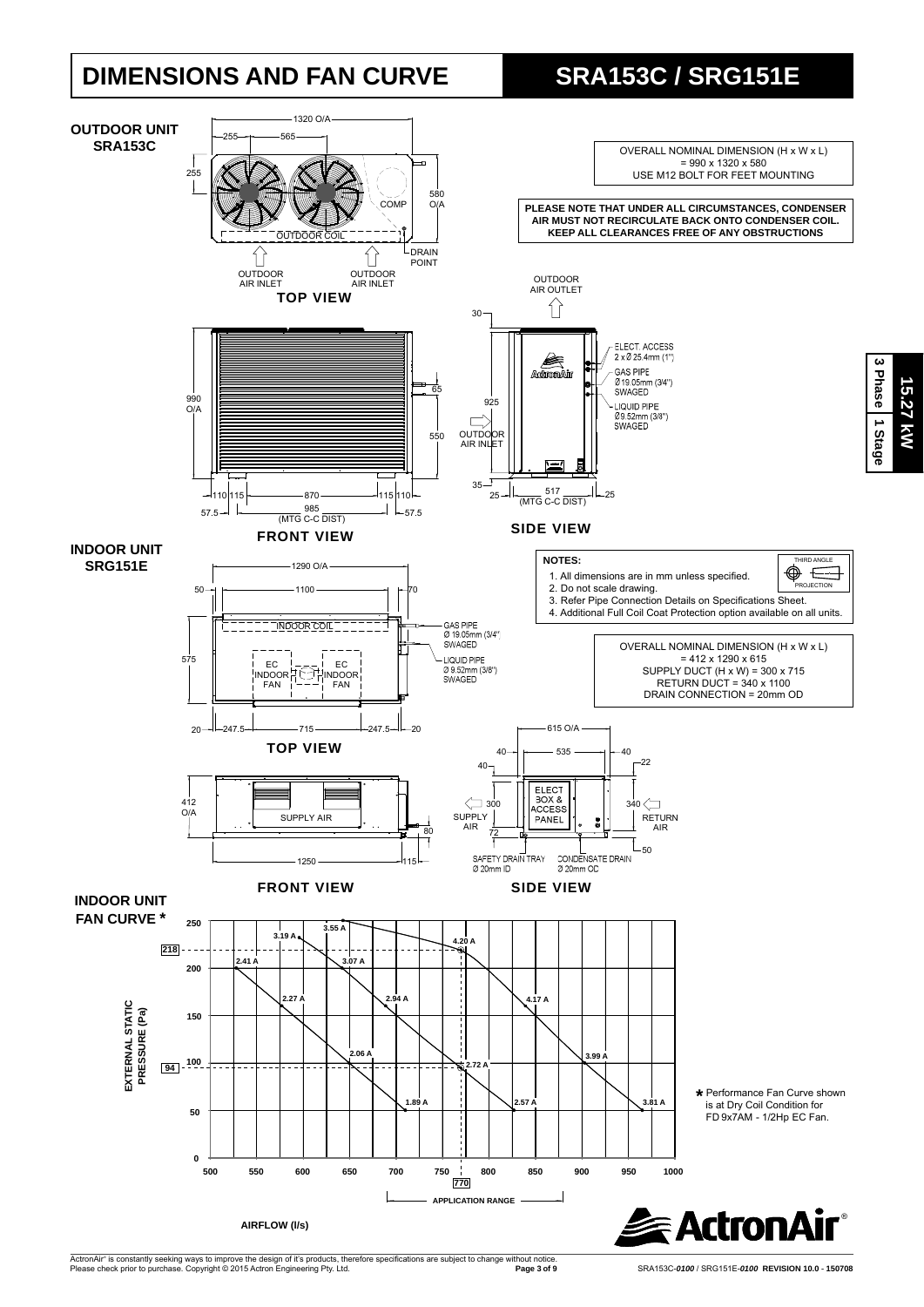# DIMENSIONS AND FAN CURVE

# SRA153C / SRG151E

15.27 kW | 3 Phase | 1 Stage

## OUTDOOR UNIT SRA153C

### TOP VIEW

1320 O/A, 255, 565, 255, 580 O/A

COMP, OUTDOOR COIL, DRAIN POINT, OUTDOOR AIR INLET, OUTDOOR AIR INLET

OVERALL NOMINAL DIMENSION (H x W x L) = 990 x 1320 x 580
USE M12 BOLT FOR FEET MOUNTING

**PLEASE NOTE THAT UNDER ALL CIRCUMSTANCES, CONDENSER AIR MUST NOT RECIRCULATE BACK ONTO CONDENSER COIL. KEEP ALL CLEARANCES FREE OF ANY OBSTRUCTIONS**

### FRONT VIEW

990 O/A, 65, 550, 110, 115, 870, 115, 110, 57.5, 985 (MTG C-C DIST), 57.5

### SIDE VIEW

OUTDOOR AIR OUTLET, 30, 925, 35, OUTDOOR AIR INLET, 25, 517 (MTG C-C DIST), 25

ELECT. ACCESS 2 x Ø 25.4mm (1")
GAS PIPE Ø 19.05mm (3/4") SWAGED
LIQUID PIPE Ø 9.52mm (3/8") SWAGED

## INDOOR UNIT SRG151E

### TOP VIEW

1290 O/A, 50, 1100, 70, 575, 20, 247.5, 715, 247.5, 20

INDOOR COIL, EC INDOOR FAN, EC INDOOR FAN

GAS PIPE Ø 19.05mm (3/4") SWAGED
LIQUID PIPE Ø 9.52mm (3/8") SWAGED

**NOTES:**

1. All dimensions are in mm unless specified.
2. Do not scale drawing.
3. Refer Pipe Connection Details on Specifications Sheet.
4. Additional Full Coil Coat Protection option available on all units.

THIRD ANGLE PROJECTION

OVERALL NOMINAL DIMENSION (H x W x L) = 412 x 1290 x 615
SUPPLY DUCT (H x W) = 300 x 715
RETURN DUCT = 340 x 1100
DRAIN CONNECTION = 20mm OD

### FRONT VIEW

412 O/A, SUPPLY AIR, 80, 1250, 115

### SIDE VIEW

615 O/A, 40, 535, 40, 40, 22, 300, 72, 340, 50

ELECT BOX & ACCESS PANEL, SUPPLY AIR, RETURN AIR

SAFETY DRAIN TRAY Ø 20mm ID
CONDENSATE DRAIN Ø 20mm OD

## INDOOR UNIT FAN CURVE *

EXTERNAL STATIC PRESSURE (Pa) vs AIRFLOW (l/s)

Y-axis: 0, 50, 100, 150, 200, 250 (marked 94 and 218)
X-axis: 500, 550, 600, 650, 700, 750, 800, 850, 900, 950, 1000 (marked 770)

Curve points: 2.41 A, 2.27 A, 2.06 A, 1.89 A; 3.19 A, 3.07 A, 2.94 A, 2.72 A, 2.57 A; 3.55 A, 4.20 A, 4.17 A, 3.99 A, 3.81 A

APPLICATION RANGE

* Performance Fan Curve shown is at Dry Coil Condition for FD 9x7AM - 1/2Hp EC Fan.

ActronAir®

ActronAir® is constantly seeking ways to improve the design of it's products, therefore specifications are subject to change without notice.
Please check prior to purchase. Copyright © 2015 Actron Engineering Pty. Ltd.

SRA153C-*0100* / SRG151E-*0100* REVISION 10.0 - 150708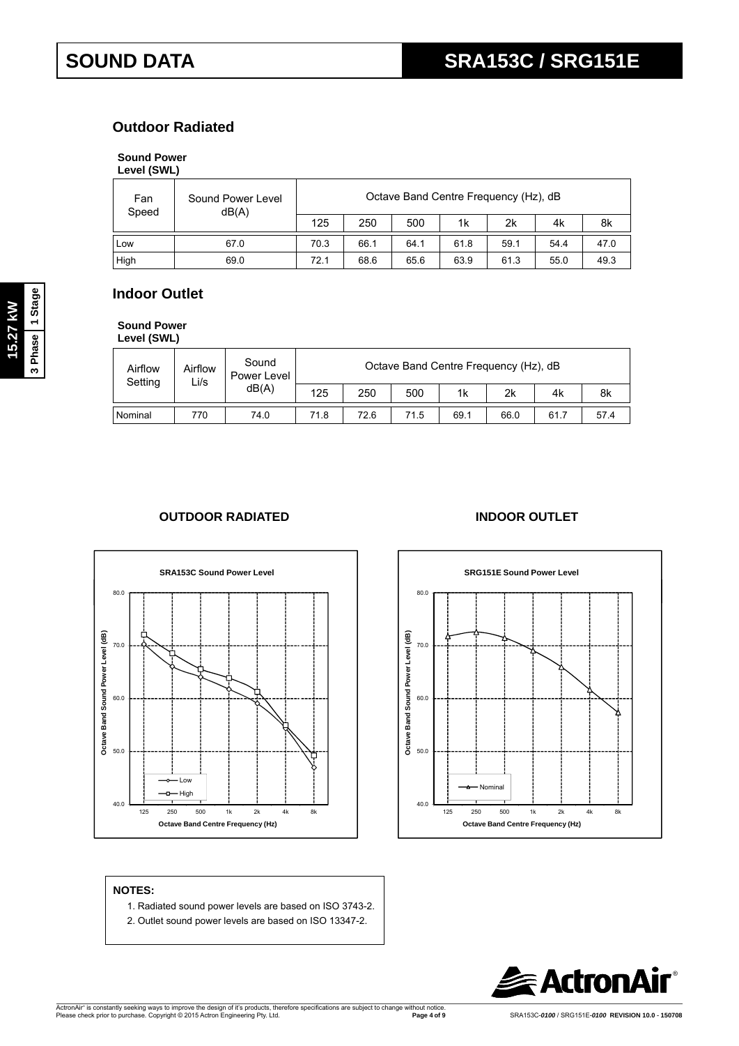# SOUND DATA

## SRA153C / SRG151E

### Outdoor Radiated

**Sound Power Level (SWL)**

| Fan Speed | Sound Power Level dB(A) | Octave Band Centre Frequency (Hz), dB | | | | | | |
|---|---|---|---|---|---|---|---|---|
| | | 125 | 250 | 500 | 1k | 2k | 4k | 8k |
| Low | 67.0 | 70.3 | 66.1 | 64.1 | 61.8 | 59.1 | 54.4 | 47.0 |
| High | 69.0 | 72.1 | 68.6 | 65.6 | 63.9 | 61.3 | 55.0 | 49.3 |

### Indoor Outlet

**Sound Power Level (SWL)**

| Airflow Setting | Airflow Li/s | Sound Power Level dB(A) | Octave Band Centre Frequency (Hz), dB | | | | | | |
|---|---|---|---|---|---|---|---|---|---|
| | | | 125 | 250 | 500 | 1k | 2k | 4k | 8k |
| Nominal | 770 | 74.0 | 71.8 | 72.6 | 71.5 | 69.1 | 66.0 | 61.7 | 57.4 |

**OUTDOOR RADIATED**

**INDOOR OUTLET**

**NOTES:**

1. Radiated sound power levels are based on ISO 3743-2.
2. Outlet sound power levels are based on ISO 13347-2.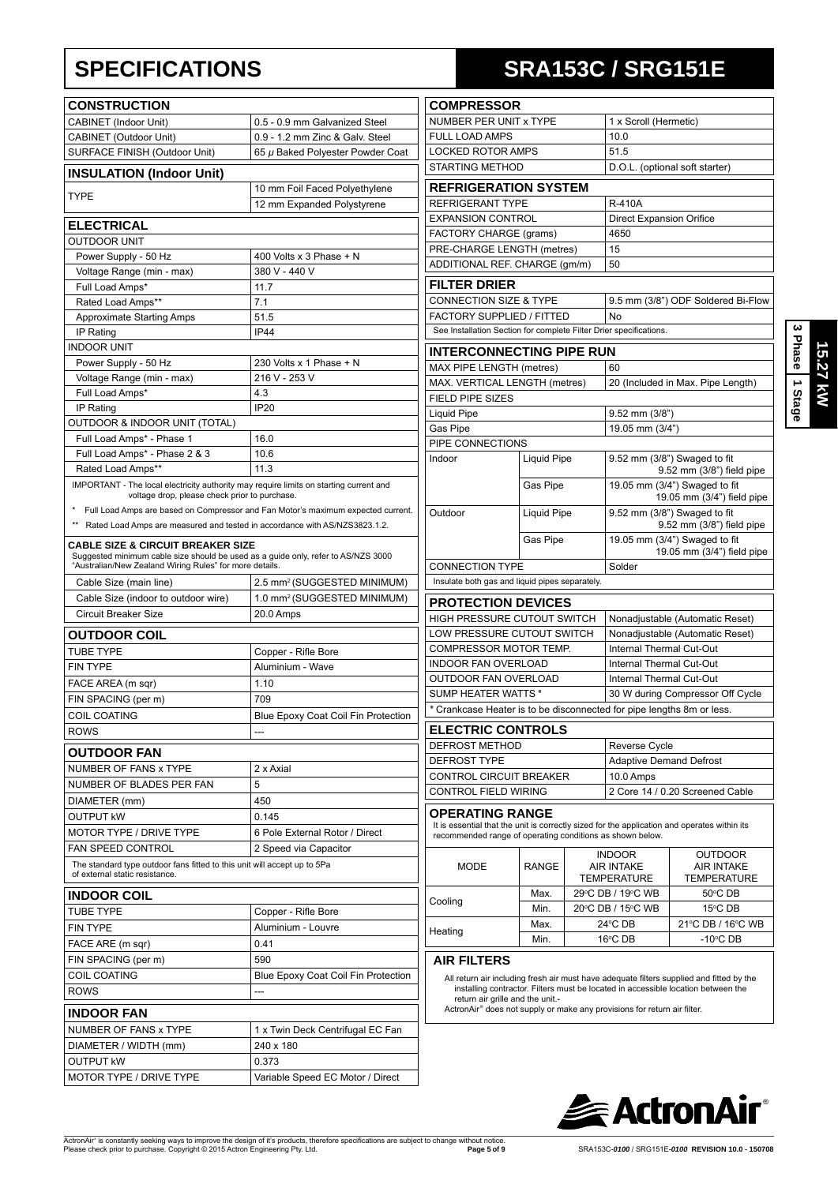# SPECIFICATIONS

# SRA153C / SRG151E

3 Phase | 1 Stage | 15.27 kW

## CONSTRUCTION

| | |
|---|---|
| CABINET (Indoor Unit) | 0.5 - 0.9 mm Galvanized Steel |
| CABINET (Outdoor Unit) | 0.9 - 1.2 mm Zinc & Galv. Steel |
| SURFACE FINISH (Outdoor Unit) | 65 $\mu$ Baked Polyester Powder Coat |

## INSULATION (Indoor Unit)

| | |
|---|---|
| TYPE | 10 mm Foil Faced Polyethylene |
| | 12 mm Expanded Polystyrene |

## ELECTRICAL

| | |
|---|---|
| OUTDOOR UNIT | |
| Power Supply - 50 Hz | 400 Volts x 3 Phase + N |
| Voltage Range (min - max) | 380 V - 440 V |
| Full Load Amps* | 11.7 |
| Rated Load Amps** | 7.1 |
| Approximate Starting Amps | 51.5 |
| IP Rating | IP44 |
| INDOOR UNIT | |
| Power Supply - 50 Hz | 230 Volts x 1 Phase + N |
| Voltage Range (min - max) | 216 V - 253 V |
| Full Load Amps* | 4.3 |
| IP Rating | IP20 |
| OUTDOOR & INDOOR UNIT (TOTAL) | |
| Full Load Amps* - Phase 1 | 16.0 |
| Full Load Amps* - Phase 2 & 3 | 10.6 |
| Rated Load Amps** | 11.3 |

IMPORTANT - The local electricity authority may require limits on starting current and voltage drop, please check prior to purchase.

\* Full Load Amps are based on Compressor and Fan Motor's maximum expected current.

\*\* Rated Load Amps are measured and tested in accordance with AS/NZS3823.1.2.

**CABLE SIZE & CIRCUIT BREAKER SIZE**
Suggested minimum cable size should be used as a guide only, refer to AS/NZS 3000 "Australian/New Zealand Wiring Rules" for more details.

| | |
|---|---|
| Cable Size (main line) | 2.5 mm² (SUGGESTED MINIMUM) |
| Cable Size (indoor to outdoor wire) | 1.0 mm² (SUGGESTED MINIMUM) |
| Circuit Breaker Size | 20.0 Amps |

## OUTDOOR COIL

| | |
|---|---|
| TUBE TYPE | Copper - Rifle Bore |
| FIN TYPE | Aluminium - Wave |
| FACE AREA (m sqr) | 1.10 |
| FIN SPACING (per m) | 709 |
| COIL COATING | Blue Epoxy Coat Coil Fin Protection |
| ROWS | --- |

## OUTDOOR FAN

| | |
|---|---|
| NUMBER OF FANS x TYPE | 2 x Axial |
| NUMBER OF BLADES PER FAN | 5 |
| DIAMETER (mm) | 450 |
| OUTPUT kW | 0.145 |
| MOTOR TYPE / DRIVE TYPE | 6 Pole External Rotor / Direct |
| FAN SPEED CONTROL | 2 Speed via Capacitor |

The standard type outdoor fans fitted to this unit will accept up to 5Pa of external static resistance.

## INDOOR COIL

| | |
|---|---|
| TUBE TYPE | Copper - Rifle Bore |
| FIN TYPE | Aluminium - Louvre |
| FACE ARE (m sqr) | 0.41 |
| FIN SPACING (per m) | 590 |
| COIL COATING | Blue Epoxy Coat Coil Fin Protection |
| ROWS | --- |

## INDOOR FAN

| | |
|---|---|
| NUMBER OF FANS x TYPE | 1 x Twin Deck Centrifugal EC Fan |
| DIAMETER / WIDTH (mm) | 240 x 180 |
| OUTPUT kW | 0.373 |
| MOTOR TYPE / DRIVE TYPE | Variable Speed EC Motor / Direct |

## COMPRESSOR

| | |
|---|---|
| NUMBER PER UNIT x TYPE | 1 x Scroll (Hermetic) |
| FULL LOAD AMPS | 10.0 |
| LOCKED ROTOR AMPS | 51.5 |
| STARTING METHOD | D.O.L. (optional soft starter) |

## REFRIGERATION SYSTEM

| | |
|---|---|
| REFRIGERANT TYPE | R-410A |
| EXPANSION CONTROL | Direct Expansion Orifice |
| FACTORY CHARGE (grams) | 4650 |
| PRE-CHARGE LENGTH (metres) | 15 |
| ADDITIONAL REF. CHARGE (gm/m) | 50 |

## FILTER DRIER

| | |
|---|---|
| CONNECTION SIZE & TYPE | 9.5 mm (3/8") ODF Soldered Bi-Flow |
| FACTORY SUPPLIED / FITTED | No |

See Installation Section for complete Filter Drier specifications.

## INTERCONNECTING PIPE RUN

| | | |
|---|---|---|
| MAX PIPE LENGTH (metres) | | 60 |
| MAX. VERTICAL LENGTH (metres) | | 20 (Included in Max. Pipe Length) |
| FIELD PIPE SIZES | | |
| Liquid Pipe | | 9.52 mm (3/8") |
| Gas Pipe | | 19.05 mm (3/4") |
| PIPE CONNECTIONS | | |
| Indoor | Liquid Pipe | 9.52 mm (3/8") Swaged to fit 9.52 mm (3/8") field pipe |
| | Gas Pipe | 19.05 mm (3/4") Swaged to fit 19.05 mm (3/4") field pipe |
| Outdoor | Liquid Pipe | 9.52 mm (3/8") Swaged to fit 9.52 mm (3/8") field pipe |
| | Gas Pipe | 19.05 mm (3/4") Swaged to fit 19.05 mm (3/4") field pipe |
| CONNECTION TYPE | | Solder |

Insulate both gas and liquid pipes separately.

## PROTECTION DEVICES

| | |
|---|---|
| HIGH PRESSURE CUTOUT SWITCH | Nonadjustable (Automatic Reset) |
| LOW PRESSURE CUTOUT SWITCH | Nonadjustable (Automatic Reset) |
| COMPRESSOR MOTOR TEMP. | Internal Thermal Cut-Out |
| INDOOR FAN OVERLOAD | Internal Thermal Cut-Out |
| OUTDOOR FAN OVERLOAD | Internal Thermal Cut-Out |
| SUMP HEATER WATTS * | 30 W during Compressor Off Cycle |

\* Crankcase Heater is to be disconnected for pipe lengths 8m or less.

## ELECTRIC CONTROLS

| | |
|---|---|
| DEFROST METHOD | Reverse Cycle |
| DEFROST TYPE | Adaptive Demand Defrost |
| CONTROL CIRCUIT BREAKER | 10.0 Amps |
| CONTROL FIELD WIRING | 2 Core 14 / 0.20 Screened Cable |

## OPERATING RANGE

It is essential that the unit is correctly sized for the application and operates within its recommended range of operating conditions as shown below.

| MODE | RANGE | INDOOR AIR INTAKE TEMPERATURE | OUTDOOR AIR INTAKE TEMPERATURE |
|---|---|---|---|
| Cooling | Max. | 29°C DB / 19°C WB | 50°C DB |
| | Min. | 20°C DB / 15°C WB | 15°C DB |
| Heating | Max. | 24°C DB | 21°C DB / 16°C WB |
| | Min. | 16°C DB | -10°C DB |

## AIR FILTERS

All return air including fresh air must have adequate filters supplied and fitted by the installing contractor. Filters must be located in accessible location between the return air grille and the unit.-

ActronAir® does not supply or make any provisions for return air filter.

ActronAir® is constantly seeking ways to improve the design of it's products, therefore specifications are subject to change without notice. Please check prior to purchase. Copyright © 2015 Actron Engineering Pty. Ltd.

SRA153C-*0100* / SRG151E-*0100* REVISION 10.0 - 150708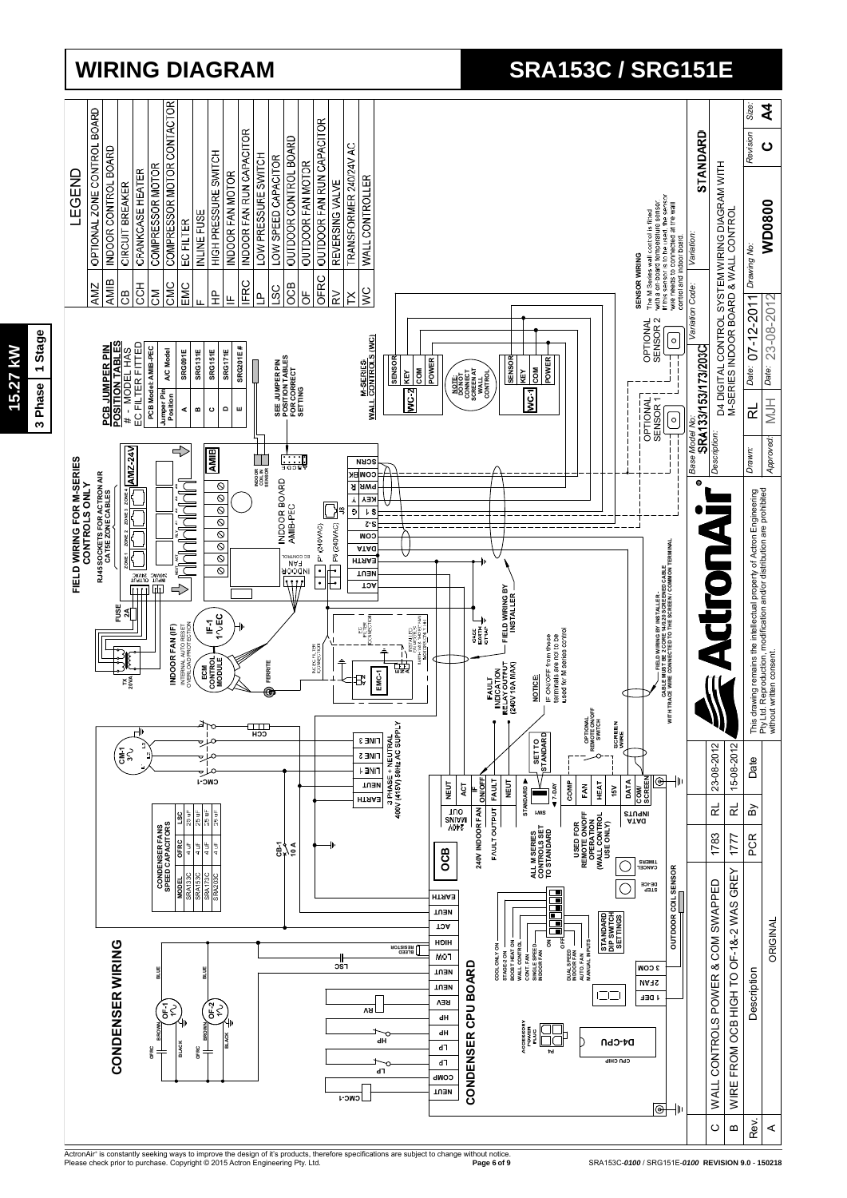# WIRING DIAGRAM

# SRA153C / SRG151E

**15.27 kW** | **3 Phase** | **1 Stage**

## LEGEND

| | |
|---|---|
| AMZ | OPTIONAL ZONE CONTROL BOARD |
| AMIB | INDOOR CONTROL BOARD |
| CB | CIRCUIT BREAKER |
| CCH | CRANKCASE HEATER |
| CM | COMPRESSOR MOTOR |
| CMC | COMPRESSOR MOTOR CONTACTOR |
| EMC | EC FILTER |
| F | INLINE FUSE |
| HP | HIGH PRESSURE SWITCH |
| IF | INDOOR FAN MOTOR |
| IFRC | INDOOR FAN RUN CAPACITOR |
| LP | LOW PRESSURE SWITCH |
| LSC | LOW SPEED CAPACITOR |
| OCB | OUTDOOR CONTROL BOARD |
| OF | OUTDOOR FAN MOTOR |
| OFRC | OUTDOOR FAN RUN CAPACITOR |
| RV | REVERSING VALVE |
| TX | TRANSFORMER 240/24V AC |
| WC | WALL CONTROLLER |

## CONDENSER WIRING

**CONDENSER FANS SPEED CAPACITORS**

| MODEL | OFRC | LSC |
|---|---|---|
| SRA133C | 4 uF | 25 uF |
| SRA153C | 4 uF | 25 uF |
| SRA173C | 4 uF | 25 uF |
| SRA203C | 4 uF | 25 uF |

CB-1 10 A

3 PHASE + NEUTRAL 400V (415V) 50Hz AC SUPPLY

## CONDENSER CPU BOARD

OCB — 240V MAINS OUT; 240V INDOOR FAN; FAULT OUTPUT; DATA INPUTS

ALL M SERIES CONTROLS SET TO STANDARD

USED FOR REMOTE ON/OFF OPERATION (WALL CONTROL USE ONLY)

SET TO STANDARD

OPTIONAL REMOTE ON/OFF SWITCH

SCREEN WIRE

STANDARD DIP SWITCH SETTINGS: COOL ONLY ON; STAGE ON; BOOST HEAT ON; WALL CONTROL; CONT FAN; SINGLE SPEED INDOOR FAN; DUAL SPEED OFF; INDOOR FAN AUTO FAN; MANUAL INPUTS

OUTDOOR COIL SENSOR

## FIELD WIRING FOR M-SERIES CONTROLS ONLY

RJ45 SOCKETS FOR ACTRON AIR CAT5E ZONE CABLES

INDOOR FAN (IF) — INTERNAL AUTO RESET OVERLOAD PROTECTION

ECM CONTROL MODULE

INDOOR BOARD AMIB-PEC

FAULT INDICATION RELAY OUTPUT (240V 10A MAX)

NOTICE: IF ON/OFF from these terminals are not to be used for M series control

FIELD WIRING BY INSTALLER

FIELD WIRING BY INSTALLER - CABLE MUST BE 2 CORE 14/0.20 SCREENED CABLE WITH TRACE WIRE CONNECTED TO THE SCREEN / COMMON TERMINAL

### PCB JUMPER PIN POSITION TABLES

\# - MODEL HAS EC FILTER FITTED

PCB Model: AMIB-PEC

| Jumper Pin Position | A/C Model |
|---|---|
| A | SRG091E |
| C | SRG151E |
| D | SRG171E |
| E | SRG201E # |

SEE JUMPER PIN POSITION TABLES FOR CORRECT SETTING

M-SERIES WALL CONTROLS (WC)

NOTE: DO NOT CONNECT SCREEN AT WALL CONTROL

OPTIONAL SENSOR 1 / OPTIONAL SENSOR 2

**SENSOR WIRING**
The M Series wall control is fitted with an on board temperature sensor. If this sensor is to be used the sensor wire needs to connected at the wall control and indoor board.

| | |
|---|---|
| Base Model No: | SRA133/153/173/203C |
| Variation Code: | |
| Variation: | STANDARD |
| Description: | D4 DIGITAL CONTROL SYSTEM WIRING DIAGRAM WITH M-SERIES INDOOR BOARD & WALL CONTROL |
| Drawn: | RL — Date: 07-12-2011 |
| Approved: | MJH — Date: 23-08-2012 |
| Drawing No: | WD0800 |
| Revision | C |
| Size: | A4 |

This drawing remains the intellectual property of Actron Engineering Pty Ltd. Reproduction, modification and/or distribution are prohibited without written consent.

| Rev. | Description | PCR | By | Date |
|---|---|---|---|---|
| C | WALL CONTROLS POWER & COM SWAPPED | 1783 | RL | 23-08-2012 |
| B | WIRE FROM OCB HIGH TO OF-1&-2 WAS GREY | 1777 | RL | 15-08-2012 |
| A | ORIGINAL | | | |

ActronAir® is constantly seeking ways to improve the design of it's products, therefore specifications are subject to change without notice.
Please check prior to purchase. Copyright © 2015 Actron Engineering Pty. Ltd.

SRA153C-*0100* / SRG151E-*0100* **REVISION 9.0 - 150218**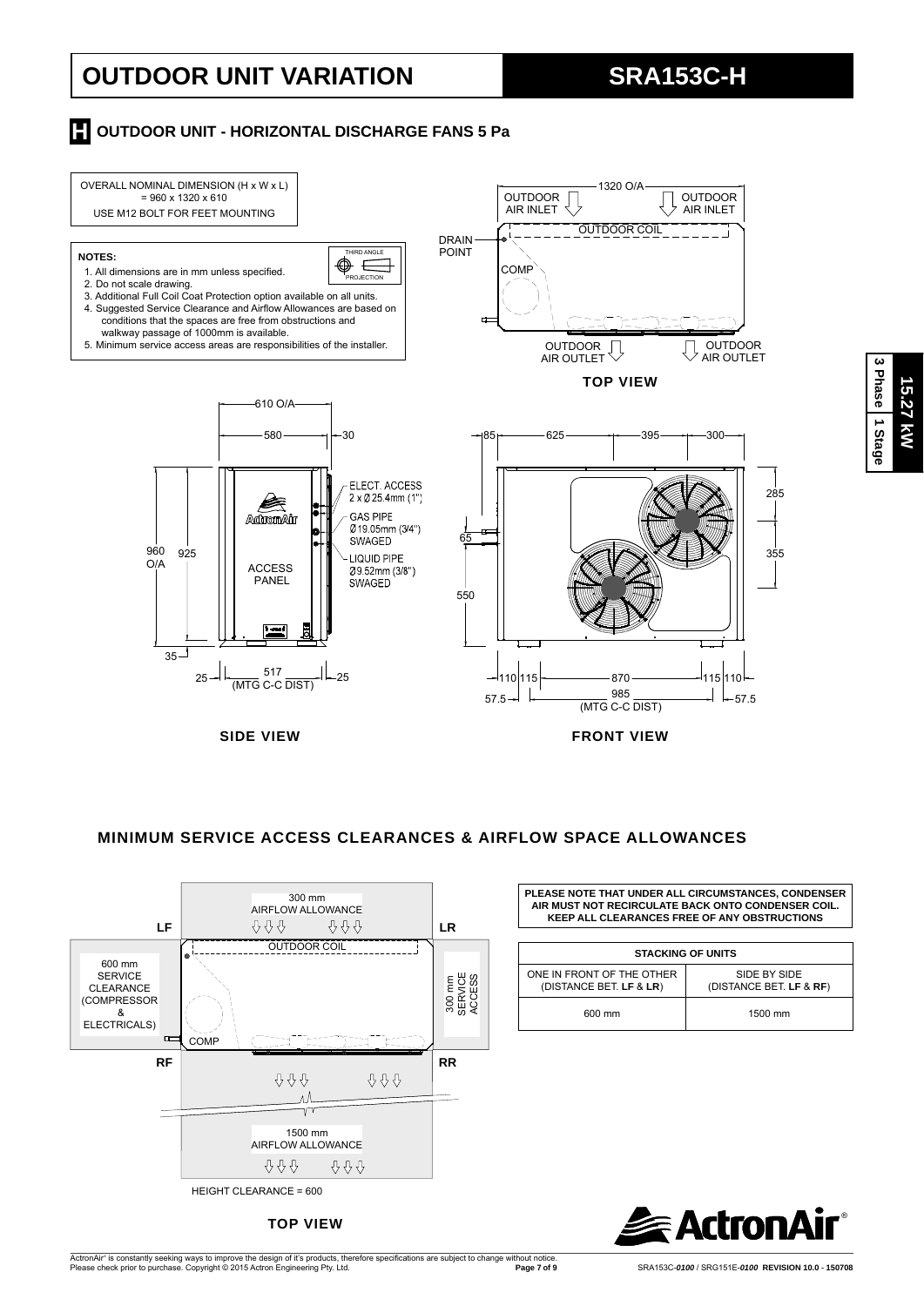# OUTDOOR UNIT VARIATION

# SRA153C-H

## H OUTDOOR UNIT - HORIZONTAL DISCHARGE FANS 5 Pa

OVERALL NOMINAL DIMENSION (H x W x L) = 960 x 1320 x 610

USE M12 BOLT FOR FEET MOUNTING

**NOTES:**

1. All dimensions are in mm unless specified.
2. Do not scale drawing.
3. Additional Full Coil Coat Protection option available on all units.
4. Suggested Service Clearance and Airflow Allowances are based on conditions that the spaces are free from obstructions and walkway passage of 1000mm is available.
5. Minimum service access areas are responsibilities of the installer.

THIRD ANGLE PROJECTION

TOP VIEW: 1320 O/A; OUTDOOR AIR INLET; OUTDOOR COIL; DRAIN POINT; COMP; OUTDOOR AIR OUTLET

SIDE VIEW: 610 O/A; 580; 30; 960 O/A; 925; 35; 25; 517 (MTG C-C DIST); 25; ACCESS PANEL; ELECT. ACCESS 2 x Ø 25.4mm (1"); GAS PIPE Ø19.05mm (3/4") SWAGED; LIQUID PIPE Ø9.52mm (3/8") SWAGED

FRONT VIEW: 85; 625; 395; 300; 285; 355; 65; 550; 110; 115; 870; 115; 110; 57.5; 985 (MTG C-C DIST); 57.5

3 Phase | 1 Stage | 15.27 kW

## MINIMUM SERVICE ACCESS CLEARANCES & AIRFLOW SPACE ALLOWANCES

TOP VIEW: LF; LR; RF; RR; 300 mm AIRFLOW ALLOWANCE; OUTDOOR COIL; 600 mm SERVICE CLEARANCE (COMPRESSOR & ELECTRICALS); COMP; 300 mm SERVICE ACCESS; 1500 mm AIRFLOW ALLOWANCE

HEIGHT CLEARANCE = 600

**PLEASE NOTE THAT UNDER ALL CIRCUMSTANCES, CONDENSER AIR MUST NOT RECIRCULATE BACK ONTO CONDENSER COIL. KEEP ALL CLEARANCES FREE OF ANY OBSTRUCTIONS**

| STACKING OF UNITS | |
|---|---|
| ONE IN FRONT OF THE OTHER (DISTANCE BET. **LF** & **LR**) | SIDE BY SIDE (DISTANCE BET. **LF** & **RF**) |
| 600 mm | 1500 mm |

ActronAir® is constantly seeking ways to improve the design of it's products, therefore specifications are subject to change without notice. Please check prior to purchase. Copyright © 2015 Actron Engineering Pty. Ltd.

SRA153C-*0100* / SRG151E-*0100* **REVISION 10.0 - 150708**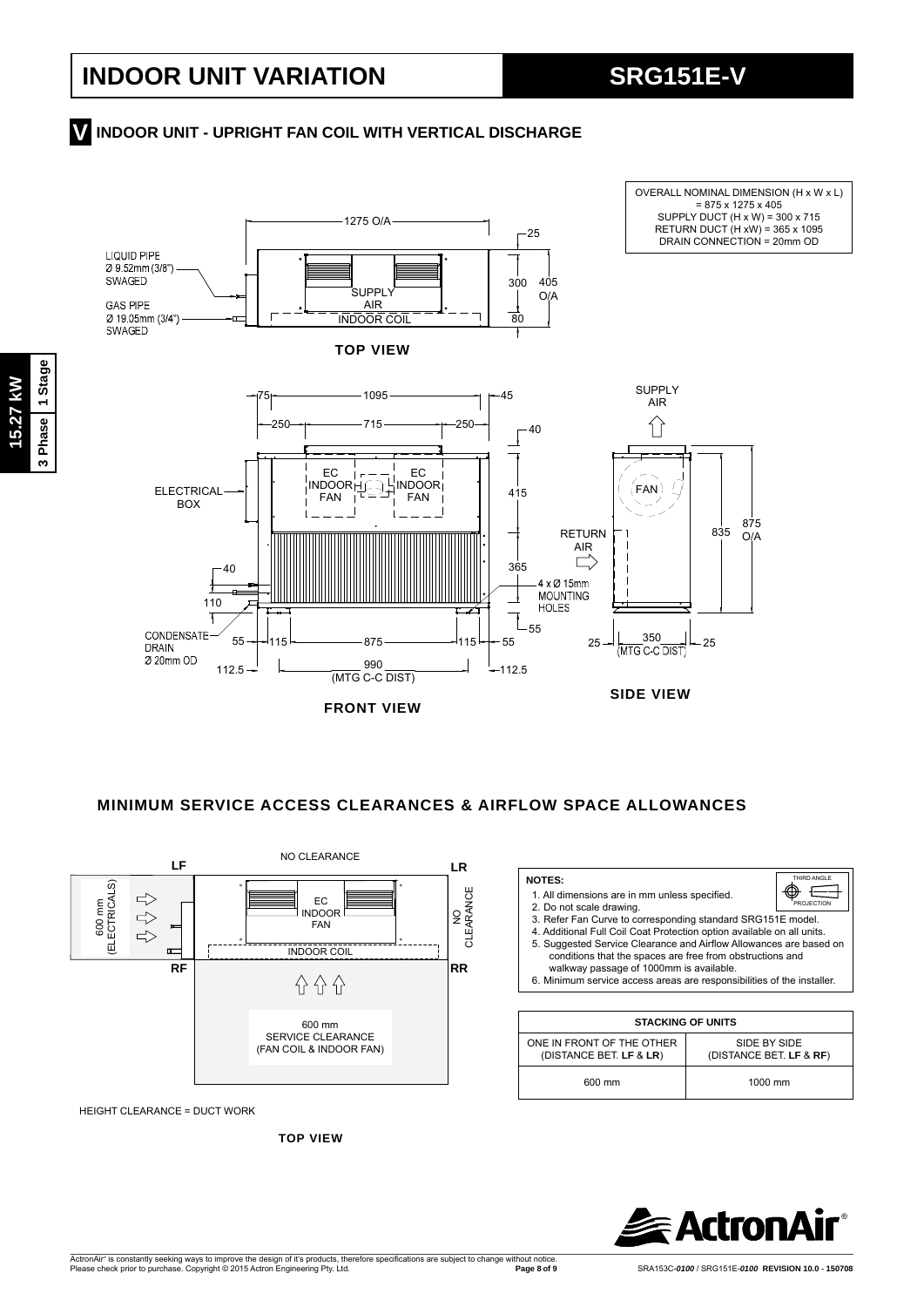# INDOOR UNIT VARIATION

# SRG151E-V

## V INDOOR UNIT - UPRIGHT FAN COIL WITH VERTICAL DISCHARGE

OVERALL NOMINAL DIMENSION (H x W x L) = 875 x 1275 x 405
SUPPLY DUCT (H x W) = 300 x 715
RETURN DUCT (H xW) = 365 x 1095
DRAIN CONNECTION = 20mm OD

LIQUID PIPE Ø 9.52mm (3/8") SWAGED

GAS PIPE Ø 19.05mm (3/4") SWAGED

**TOP VIEW**

ELECTRICAL BOX

EC INDOOR FAN

RETURN AIR

4 x Ø 15mm MOUNTING HOLES

CONDENSATE DRAIN Ø 20mm OD

990 (MTG C-C DIST)

**FRONT VIEW**

SUPPLY AIR

FAN

350 (MTG C-C DIST)

**SIDE VIEW**

## MINIMUM SERVICE ACCESS CLEARANCES & AIRFLOW SPACE ALLOWANCES

LF: 600 mm (ELECTRICALS)

LR: NO CLEARANCE

Rear: NO CLEARANCE

RF / RR: 600 mm SERVICE CLEARANCE (FAN COIL & INDOOR FAN)

HEIGHT CLEARANCE = DUCT WORK

**TOP VIEW**

**NOTES:**

1. All dimensions are in mm unless specified.
2. Do not scale drawing.
3. Refer Fan Curve to corresponding standard SRG151E model.
4. Additional Full Coil Coat Protection option available on all units.
5. Suggested Service Clearance and Airflow Allowances are based on conditions that the spaces are free from obstructions and walkway passage of 1000mm is available.
6. Minimum service access areas are responsibilities of the installer.

THIRD ANGLE PROJECTION

| STACKING OF UNITS | |
|---|---|
| ONE IN FRONT OF THE OTHER (DISTANCE BET. **LF** & **LR**) | SIDE BY SIDE (DISTANCE BET. **LF** & **RF**) |
| 600 mm | 1000 mm |

ActronAir® is constantly seeking ways to improve the design of it's products, therefore specifications are subject to change without notice. Please check prior to purchase. Copyright © 2015 Actron Engineering Pty. Ltd.

SRA153C-*0100* / SRG151E-*0100* REVISION 10.0 - 150708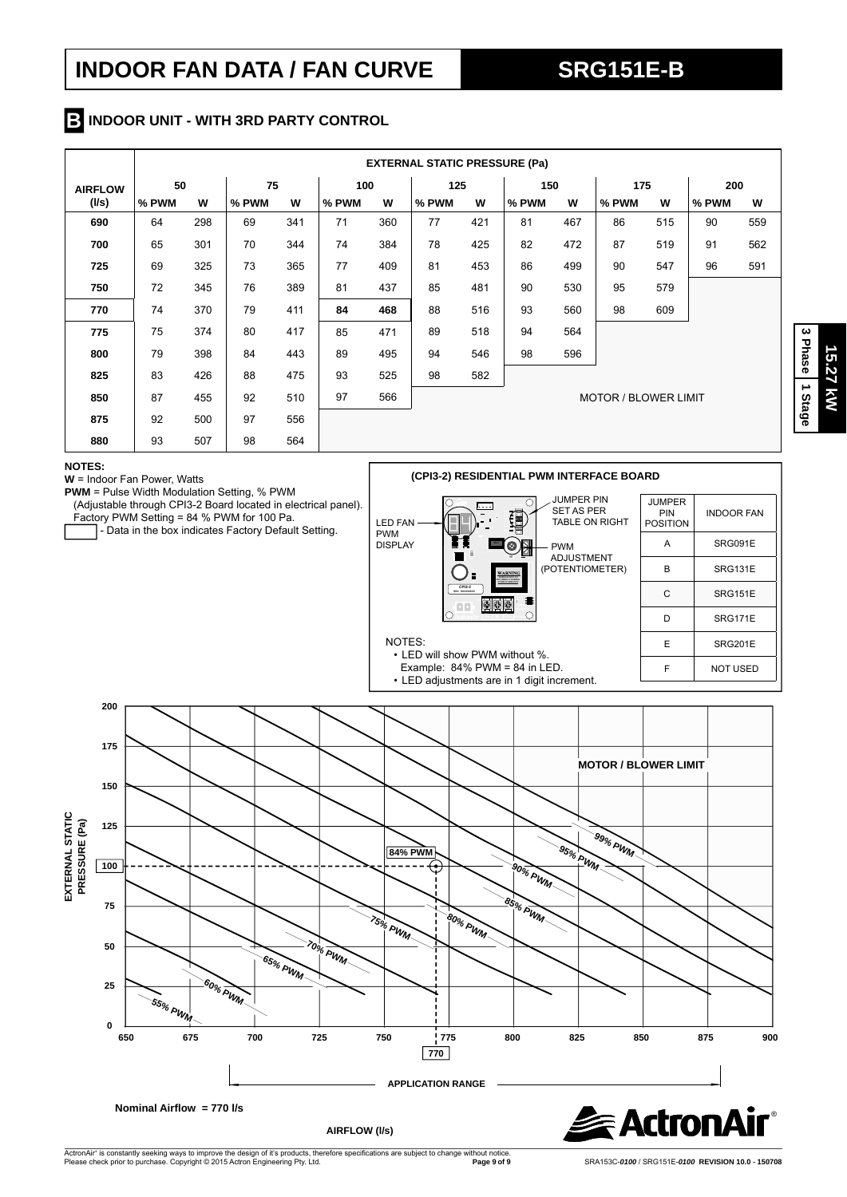# INDOOR FAN DATA / FAN CURVE

# SRG151E-B

## B INDOOR UNIT - WITH 3RD PARTY CONTROL

| AIRFLOW (l/s) | EXTERNAL STATIC PRESSURE (Pa) | | | | | | | | | | | |
|---|---|---|---|---|---|---|---|---|---|---|---|---|
| | 50 | | 75 | | 100 | | 125 | | 150 | | 175 | | 200 | |
| | % PWM | W | % PWM | W | % PWM | W | % PWM | W | % PWM | W | % PWM | W | % PWM | W |
| 690 | 64 | 298 | 69 | 341 | 71 | 360 | 77 | 421 | 81 | 467 | 86 | 515 | 90 | 559 |
| 700 | 65 | 301 | 70 | 344 | 74 | 384 | 78 | 425 | 82 | 472 | 87 | 519 | 91 | 562 |
| 725 | 69 | 325 | 73 | 365 | 77 | 409 | 81 | 453 | 86 | 499 | 90 | 547 | 96 | 591 |
| 750 | 72 | 345 | 76 | 389 | 81 | 437 | 85 | 481 | 90 | 530 | 95 | 579 | | |
| 770 | 74 | 370 | 79 | 411 | **84** | **468** | 88 | 516 | 93 | 560 | 98 | 609 | | |
| 775 | 75 | 374 | 80 | 417 | 85 | 471 | 89 | 518 | 94 | 564 | | | | |
| 800 | 79 | 398 | 84 | 443 | 89 | 495 | 94 | 546 | 98 | 596 | | | | |
| 825 | 83 | 426 | 88 | 475 | 93 | 525 | 98 | 582 | | | | | | |
| 850 | 87 | 455 | 92 | 510 | 97 | 566 | MOTOR / BLOWER LIMIT | | | | | | | |
| 875 | 92 | 500 | 97 | 556 | | | | | | | | | | |
| 880 | 93 | 507 | 98 | 564 | | | | | | | | | | |

15.27 kW
3 Phase | 1 Stage

**NOTES:**

**W** = Indoor Fan Power, Watts

**PWM** = Pulse Width Modulation Setting, % PWM
(Adjustable through CPI3-2 Board located in electrical panel).
Factory PWM Setting = 84 % PWM for 100 Pa.

- Data in the box indicates Factory Default Setting.

**(CPI3-2) RESIDENTIAL PWM INTERFACE BOARD**

LED FAN PWM DISPLAY

JUMPER PIN SET AS PER TABLE ON RIGHT

PWM ADJUSTMENT (POTENTIOMETER)

| JUMPER PIN POSITION | INDOOR FAN |
|---|---|
| A | SRG091E |
| B | SRG131E |
| C | SRG151E |
| D | SRG171E |
| E | SRG201E |
| F | NOT USED |

NOTES:
- LED will show PWM without %.
  Example: 84% PWM = 84 in LED.
- LED adjustments are in 1 digit increment.

EXTERNAL STATIC PRESSURE (Pa)

200
175
150
125
100
75
50
25
0

650 675 700 725 750 775 800 825 850 875 900

770

MOTOR / BLOWER LIMIT

99% PWM
95% PWM
90% PWM
85% PWM
84% PWM
80% PWM
75% PWM
70% PWM
65% PWM
60% PWM
55% PWM

APPLICATION RANGE

**Nominal Airflow = 770 l/s**

**AIRFLOW (l/s)**

ActronAir®

ActronAir® is constantly seeking ways to improve the design of it's products, therefore specifications are subject to change without notice.
Please check prior to purchase. Copyright © 2015 Actron Engineering Pty. Ltd.

SRA153C-*0100* / SRG151E-*0100* **REVISION 10.0 - 150708**